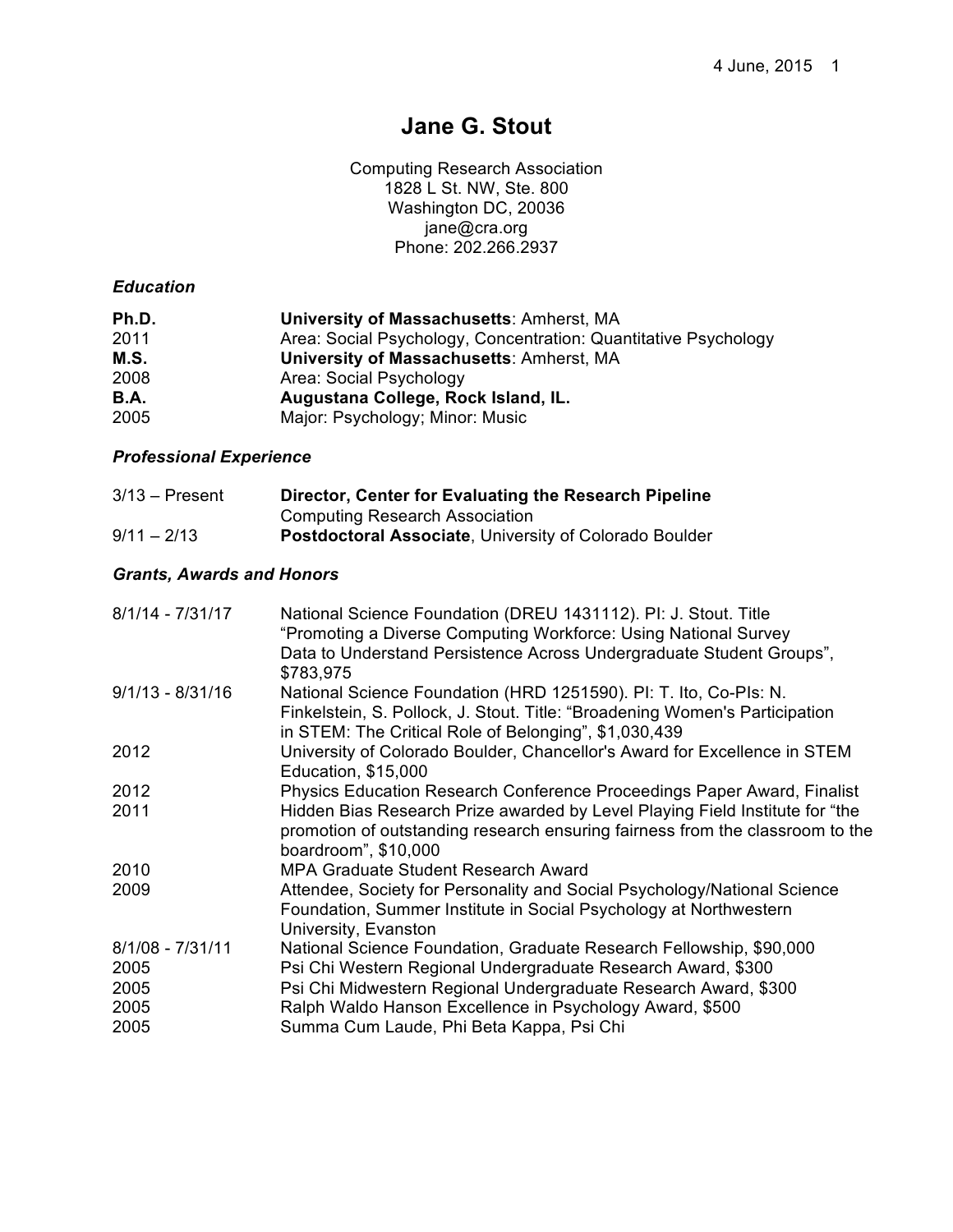# Jane G. Stout

Computing Research Association
1828 L St. NW, Ste. 800
Washington DC, 20036
jane@cra.org
Phone: 202.266.2937

### *Education*

| | |
|---|---|
| **Ph.D.** | **University of Massachusetts**: Amherst, MA |
| 2011 | Area: Social Psychology, Concentration: Quantitative Psychology |
| **M.S.** | **University of Massachusetts**: Amherst, MA |
| 2008 | Area: Social Psychology |
| **B.A.** | **Augustana College, Rock Island, IL.** |
| 2005 | Major: Psychology; Minor: Music |

### *Professional Experience*

| | |
|---|---|
| 3/13 – Present | **Director, Center for Evaluating the Research Pipeline** Computing Research Association |
| 9/11 – 2/13 | **Postdoctoral Associate**, University of Colorado Boulder |

### *Grants, Awards and Honors*

| | |
|---|---|
| 8/1/14 - 7/31/17 | National Science Foundation (DREU 1431112). PI: J. Stout. Title "Promoting a Diverse Computing Workforce: Using National Survey Data to Understand Persistence Across Undergraduate Student Groups", $783,975 |
| 9/1/13 - 8/31/16 | National Science Foundation (HRD 1251590). PI: T. Ito, Co-PIs: N. Finkelstein, S. Pollock, J. Stout. Title: "Broadening Women's Participation in STEM: The Critical Role of Belonging", $1,030,439 |
| 2012 | University of Colorado Boulder, Chancellor's Award for Excellence in STEM Education, $15,000 |
| 2012 | Physics Education Research Conference Proceedings Paper Award, Finalist |
| 2011 | Hidden Bias Research Prize awarded by Level Playing Field Institute for "the promotion of outstanding research ensuring fairness from the classroom to the boardroom", $10,000 |
| 2010 | MPA Graduate Student Research Award |
| 2009 | Attendee, Society for Personality and Social Psychology/National Science Foundation, Summer Institute in Social Psychology at Northwestern University, Evanston |
| 8/1/08 - 7/31/11 | National Science Foundation, Graduate Research Fellowship, $90,000 |
| 2005 | Psi Chi Western Regional Undergraduate Research Award, $300 |
| 2005 | Psi Chi Midwestern Regional Undergraduate Research Award, $300 |
| 2005 | Ralph Waldo Hanson Excellence in Psychology Award, $500 |
| 2005 | Summa Cum Laude, Phi Beta Kappa, Psi Chi |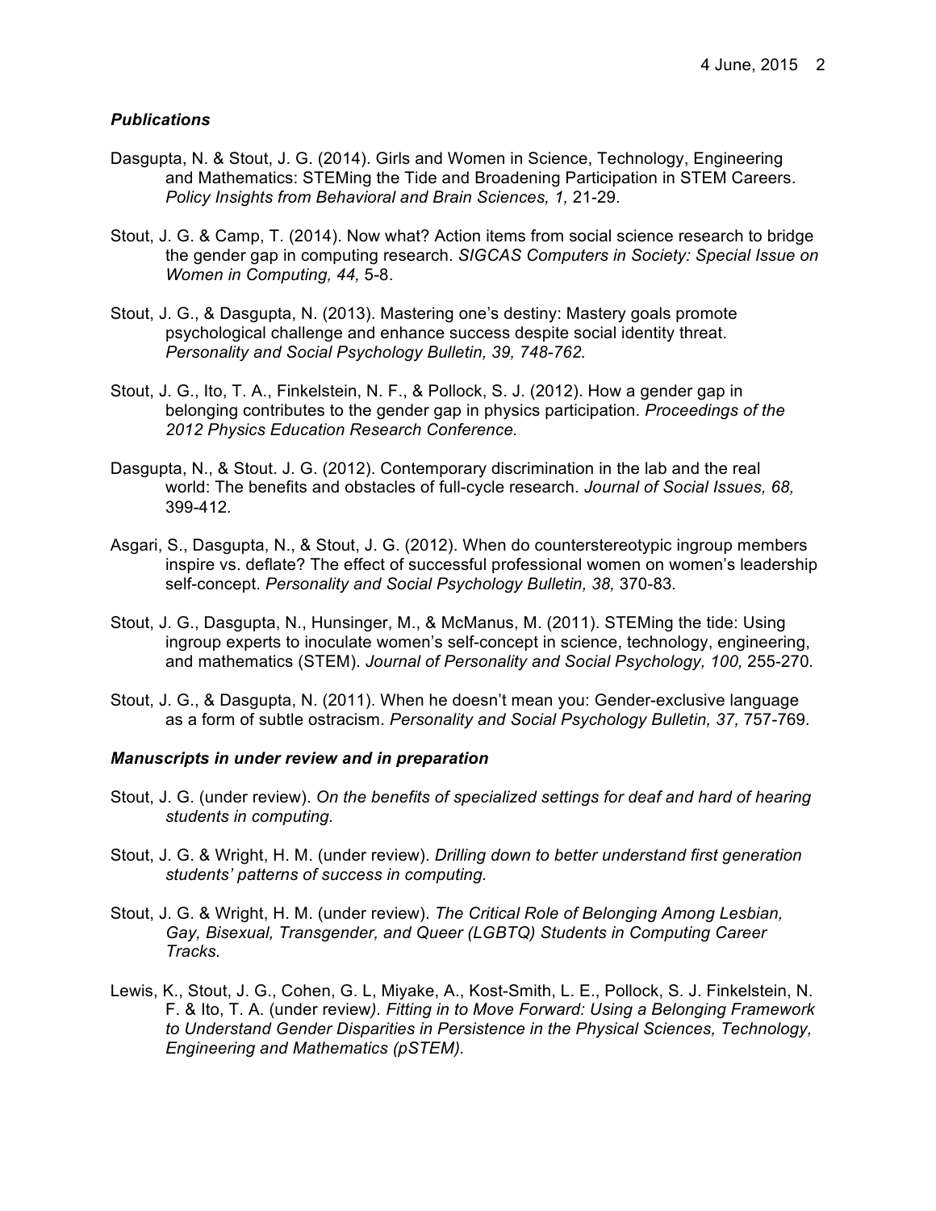### *Publications*

Dasgupta, N. & Stout, J. G. (2014). Girls and Women in Science, Technology, Engineering and Mathematics: STEMing the Tide and Broadening Participation in STEM Careers. *Policy Insights from Behavioral and Brain Sciences, 1,* 21-29.

Stout, J. G. & Camp, T. (2014). Now what? Action items from social science research to bridge the gender gap in computing research. *SIGCAS Computers in Society: Special Issue on Women in Computing, 44,* 5-8.

Stout, J. G., & Dasgupta, N. (2013). Mastering one's destiny: Mastery goals promote psychological challenge and enhance success despite social identity threat. *Personality and Social Psychology Bulletin, 39, 748-762.*

Stout, J. G., Ito, T. A., Finkelstein, N. F., & Pollock, S. J. (2012). How a gender gap in belonging contributes to the gender gap in physics participation. *Proceedings of the 2012 Physics Education Research Conference.*

Dasgupta, N., & Stout. J. G. (2012). Contemporary discrimination in the lab and the real world: The benefits and obstacles of full-cycle research. *Journal of Social Issues, 68,* 399-412.

Asgari, S., Dasgupta, N., & Stout, J. G. (2012). When do counterstereotypic ingroup members inspire vs. deflate? The effect of successful professional women on women's leadership self-concept. *Personality and Social Psychology Bulletin, 38,* 370-83.

Stout, J. G., Dasgupta, N., Hunsinger, M., & McManus, M. (2011). STEMing the tide: Using ingroup experts to inoculate women's self-concept in science, technology, engineering, and mathematics (STEM). *Journal of Personality and Social Psychology, 100,* 255-270.

Stout, J. G., & Dasgupta, N. (2011). When he doesn't mean you: Gender-exclusive language as a form of subtle ostracism. *Personality and Social Psychology Bulletin, 37,* 757-769.

### *Manuscripts in under review and in preparation*

Stout, J. G. (under review). *On the benefits of specialized settings for deaf and hard of hearing students in computing.*

Stout, J. G. & Wright, H. M. (under review). *Drilling down to better understand first generation students' patterns of success in computing.*

Stout, J. G. & Wright, H. M. (under review). *The Critical Role of Belonging Among Lesbian, Gay, Bisexual, Transgender, and Queer (LGBTQ) Students in Computing Career Tracks.*

Lewis, K., Stout, J. G., Cohen, G. L, Miyake, A., Kost-Smith, L. E., Pollock, S. J. Finkelstein, N. F. & Ito, T. A. (under review*). Fitting in to Move Forward: Using a Belonging Framework to Understand Gender Disparities in Persistence in the Physical Sciences, Technology, Engineering and Mathematics (pSTEM).*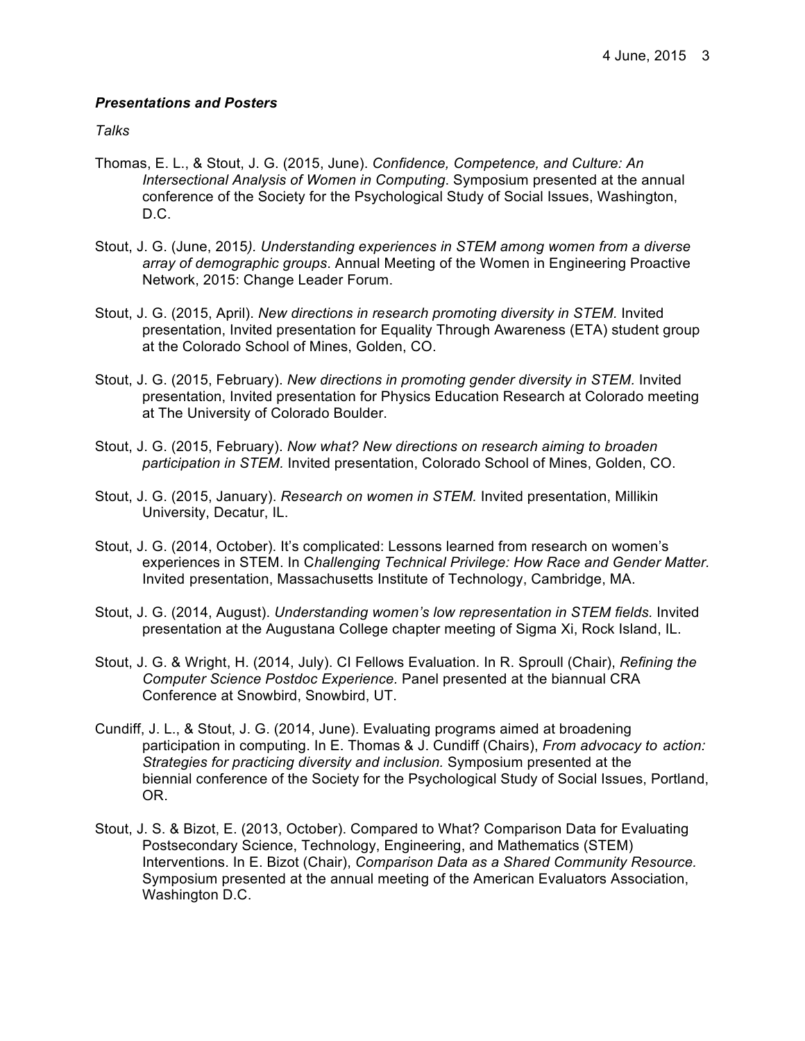***Presentations and Posters***

*Talks*

Thomas, E. L., & Stout, J. G. (2015, June). *Confidence, Competence, and Culture: An Intersectional Analysis of Women in Computing*. Symposium presented at the annual conference of the Society for the Psychological Study of Social Issues, Washington, D.C.

Stout, J. G. (June, 2015*). Understanding experiences in STEM among women from a diverse array of demographic groups*. Annual Meeting of the Women in Engineering Proactive Network, 2015: Change Leader Forum.

Stout, J. G. (2015, April). *New directions in research promoting diversity in STEM.* Invited presentation, Invited presentation for Equality Through Awareness (ETA) student group at the Colorado School of Mines, Golden, CO.

Stout, J. G. (2015, February). *New directions in promoting gender diversity in STEM.* Invited presentation, Invited presentation for Physics Education Research at Colorado meeting at The University of Colorado Boulder.

Stout, J. G. (2015, February). *Now what? New directions on research aiming to broaden participation in STEM.* Invited presentation, Colorado School of Mines, Golden, CO.

Stout, J. G. (2015, January). *Research on women in STEM.* Invited presentation, Millikin University, Decatur, IL.

Stout, J. G. (2014, October). It's complicated: Lessons learned from research on women's experiences in STEM. In C*hallenging Technical Privilege: How Race and Gender Matter.* Invited presentation, Massachusetts Institute of Technology, Cambridge, MA.

Stout, J. G. (2014, August). *Understanding women's low representation in STEM fields.* Invited presentation at the Augustana College chapter meeting of Sigma Xi, Rock Island, IL.

Stout, J. G. & Wright, H. (2014, July). CI Fellows Evaluation. In R. Sproull (Chair), *Refining the Computer Science Postdoc Experience*. Panel presented at the biannual CRA Conference at Snowbird, Snowbird, UT.

Cundiff, J. L., & Stout, J. G. (2014, June). Evaluating programs aimed at broadening participation in computing. In E. Thomas & J. Cundiff (Chairs), *From advocacy to action: Strategies for practicing diversity and inclusion.* Symposium presented at the biennial conference of the Society for the Psychological Study of Social Issues, Portland, OR.

Stout, J. S. & Bizot, E. (2013, October). Compared to What? Comparison Data for Evaluating Postsecondary Science, Technology, Engineering, and Mathematics (STEM) Interventions. In E. Bizot (Chair), *Comparison Data as a Shared Community Resource.* Symposium presented at the annual meeting of the American Evaluators Association, Washington D.C.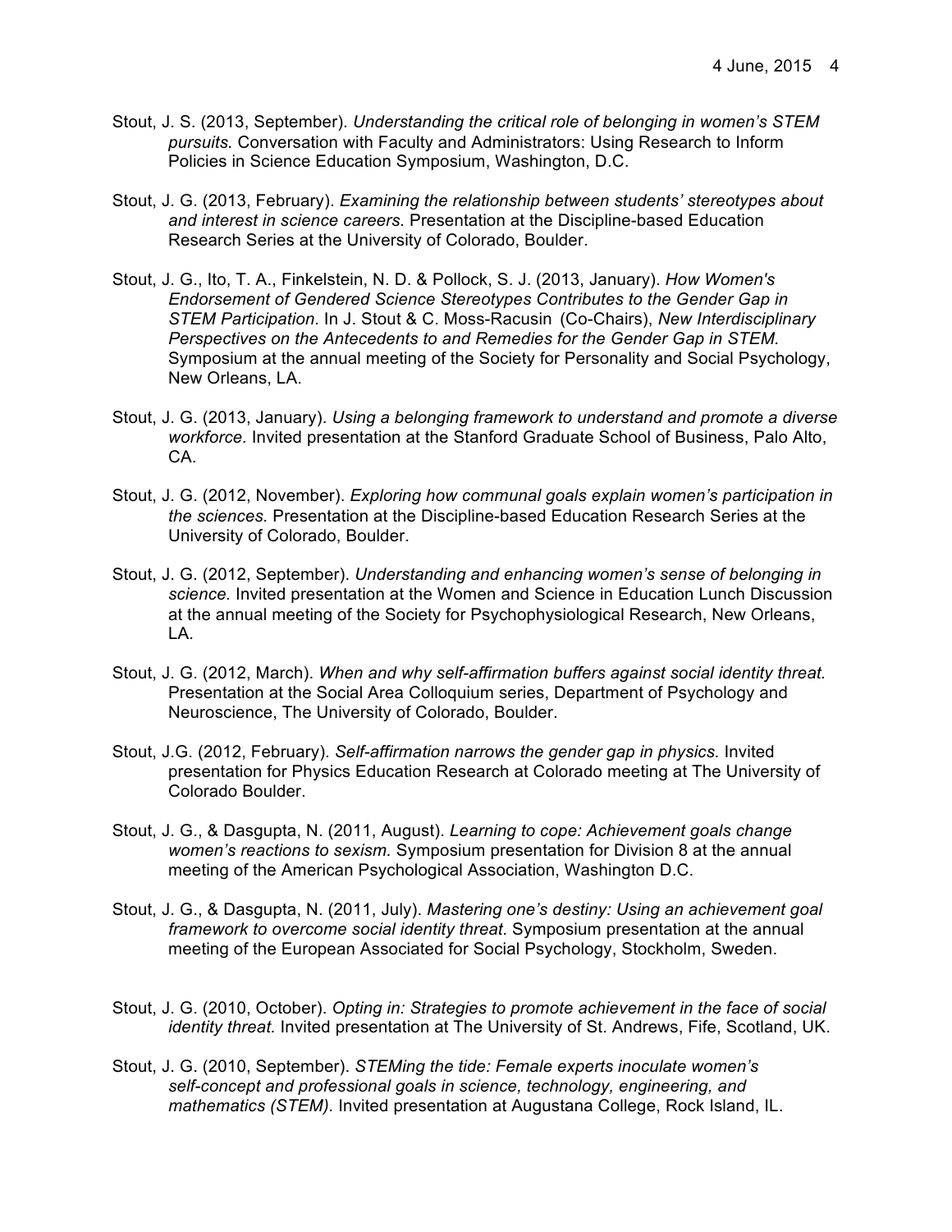Stout, J. S. (2013, September). *Understanding the critical role of belonging in women's STEM pursuits.* Conversation with Faculty and Administrators: Using Research to Inform Policies in Science Education Symposium, Washington, D.C.

Stout, J. G. (2013, February). *Examining the relationship between students' stereotypes about and interest in science careers.* Presentation at the Discipline-based Education Research Series at the University of Colorado, Boulder.

Stout, J. G., Ito, T. A., Finkelstein, N. D. & Pollock, S. J. (2013, January). *How Women's Endorsement of Gendered Science Stereotypes Contributes to the Gender Gap in STEM Participation*. In J. Stout & C. Moss-Racusin (Co-Chairs), *New Interdisciplinary Perspectives on the Antecedents to and Remedies for the Gender Gap in STEM.* Symposium at the annual meeting of the Society for Personality and Social Psychology, New Orleans, LA.

Stout, J. G. (2013, January). *Using a belonging framework to understand and promote a diverse workforce.* Invited presentation at the Stanford Graduate School of Business, Palo Alto, CA.

Stout, J. G. (2012, November). *Exploring how communal goals explain women's participation in the sciences.* Presentation at the Discipline-based Education Research Series at the University of Colorado, Boulder.

Stout, J. G. (2012, September). *Understanding and enhancing women's sense of belonging in science.* Invited presentation at the Women and Science in Education Lunch Discussion at the annual meeting of the Society for Psychophysiological Research, New Orleans, LA.

Stout, J. G. (2012, March). *When and why self-affirmation buffers against social identity threat.* Presentation at the Social Area Colloquium series, Department of Psychology and Neuroscience, The University of Colorado, Boulder.

Stout, J.G. (2012, February). *Self-affirmation narrows the gender gap in physics.* Invited presentation for Physics Education Research at Colorado meeting at The University of Colorado Boulder.

Stout, J. G., & Dasgupta, N. (2011, August). *Learning to cope: Achievement goals change women's reactions to sexism.* Symposium presentation for Division 8 at the annual meeting of the American Psychological Association, Washington D.C.

Stout, J. G., & Dasgupta, N. (2011, July). *Mastering one's destiny: Using an achievement goal framework to overcome social identity threat*. Symposium presentation at the annual meeting of the European Associated for Social Psychology, Stockholm, Sweden.

Stout, J. G. (2010, October). *Opting in: Strategies to promote achievement in the face of social identity threat.* Invited presentation at The University of St. Andrews, Fife, Scotland, UK.

Stout, J. G. (2010, September). *STEMing the tide: Female experts inoculate women's self-concept and professional goals in science, technology, engineering, and mathematics (STEM).* Invited presentation at Augustana College, Rock Island, IL.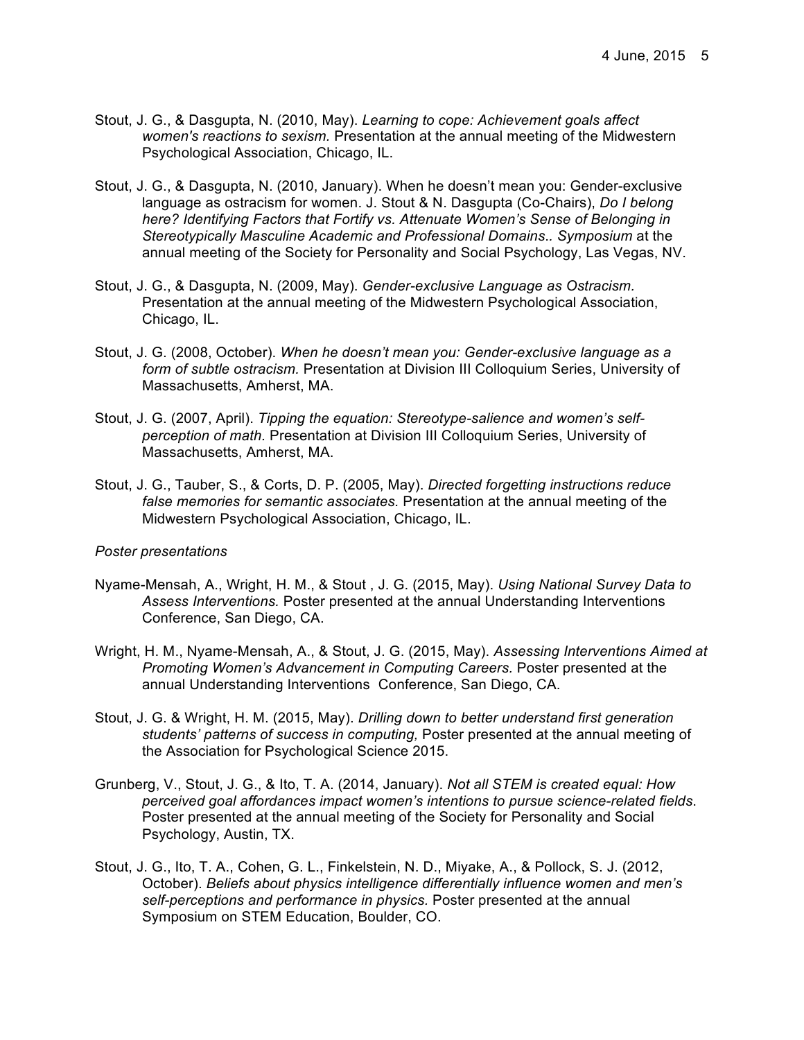Stout, J. G., & Dasgupta, N. (2010, May). *Learning to cope: Achievement goals affect women's reactions to sexism.* Presentation at the annual meeting of the Midwestern Psychological Association, Chicago, IL.

Stout, J. G., & Dasgupta, N. (2010, January). When he doesn't mean you: Gender-exclusive language as ostracism for women. J. Stout & N. Dasgupta (Co-Chairs), *Do I belong here? Identifying Factors that Fortify vs. Attenuate Women's Sense of Belonging in Stereotypically Masculine Academic and Professional Domains.. Symposium* at the annual meeting of the Society for Personality and Social Psychology, Las Vegas, NV.

Stout, J. G., & Dasgupta, N. (2009, May). *Gender-exclusive Language as Ostracism.* Presentation at the annual meeting of the Midwestern Psychological Association, Chicago, IL.

Stout, J. G. (2008, October). *When he doesn't mean you: Gender-exclusive language as a form of subtle ostracism.* Presentation at Division III Colloquium Series, University of Massachusetts, Amherst, MA.

Stout, J. G. (2007, April). *Tipping the equation: Stereotype-salience and women's self-perception of math.* Presentation at Division III Colloquium Series, University of Massachusetts, Amherst, MA.

Stout, J. G., Tauber, S., & Corts, D. P. (2005, May). *Directed forgetting instructions reduce false memories for semantic associates.* Presentation at the annual meeting of the Midwestern Psychological Association, Chicago, IL.

*Poster presentations*

Nyame-Mensah, A., Wright, H. M., & Stout , J. G. (2015, May). *Using National Survey Data to Assess Interventions.* Poster presented at the annual Understanding Interventions Conference, San Diego, CA.

Wright, H. M., Nyame-Mensah, A., & Stout, J. G. (2015, May). *Assessing Interventions Aimed at Promoting Women's Advancement in Computing Careers.* Poster presented at the annual Understanding Interventions Conference, San Diego, CA.

Stout, J. G. & Wright, H. M. (2015, May). *Drilling down to better understand first generation students' patterns of success in computing,* Poster presented at the annual meeting of the Association for Psychological Science 2015.

Grunberg, V., Stout, J. G., & Ito, T. A. (2014, January). *Not all STEM is created equal: How perceived goal affordances impact women's intentions to pursue science-related fields.* Poster presented at the annual meeting of the Society for Personality and Social Psychology, Austin, TX.

Stout, J. G., Ito, T. A., Cohen, G. L., Finkelstein, N. D., Miyake, A., & Pollock, S. J. (2012, October). *Beliefs about physics intelligence differentially influence women and men's self-perceptions and performance in physics.* Poster presented at the annual Symposium on STEM Education, Boulder, CO.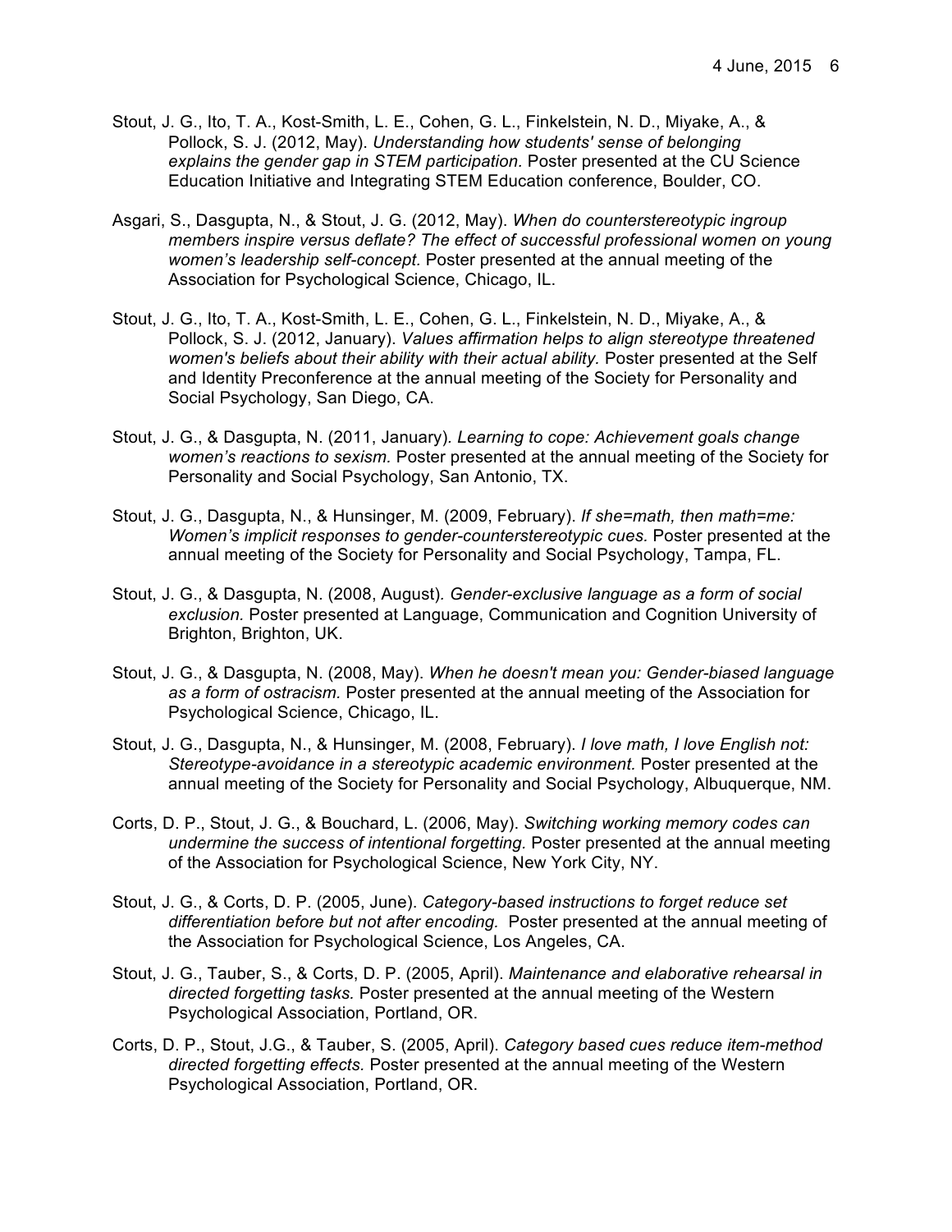Stout, J. G., Ito, T. A., Kost-Smith, L. E., Cohen, G. L., Finkelstein, N. D., Miyake, A., & Pollock, S. J. (2012, May). *Understanding how students' sense of belonging explains the gender gap in STEM participation.* Poster presented at the CU Science Education Initiative and Integrating STEM Education conference, Boulder, CO.

Asgari, S., Dasgupta, N., & Stout, J. G. (2012, May). *When do counterstereotypic ingroup members inspire versus deflate? The effect of successful professional women on young women's leadership self-concept.* Poster presented at the annual meeting of the Association for Psychological Science, Chicago, IL.

Stout, J. G., Ito, T. A., Kost-Smith, L. E., Cohen, G. L., Finkelstein, N. D., Miyake, A., & Pollock, S. J. (2012, January). *Values affirmation helps to align stereotype threatened women's beliefs about their ability with their actual ability.* Poster presented at the Self and Identity Preconference at the annual meeting of the Society for Personality and Social Psychology, San Diego, CA.

Stout, J. G., & Dasgupta, N. (2011, January). *Learning to cope: Achievement goals change women's reactions to sexism.* Poster presented at the annual meeting of the Society for Personality and Social Psychology, San Antonio, TX.

Stout, J. G., Dasgupta, N., & Hunsinger, M. (2009, February). *If she=math, then math=me: Women's implicit responses to gender-counterstereotypic cues.* Poster presented at the annual meeting of the Society for Personality and Social Psychology, Tampa, FL.

Stout, J. G., & Dasgupta, N. (2008, August). *Gender-exclusive language as a form of social exclusion.* Poster presented at Language, Communication and Cognition University of Brighton, Brighton, UK.

Stout, J. G., & Dasgupta, N. (2008, May). *When he doesn't mean you: Gender-biased language as a form of ostracism.* Poster presented at the annual meeting of the Association for Psychological Science, Chicago, IL.

Stout, J. G., Dasgupta, N., & Hunsinger, M. (2008, February). *I love math, I love English not: Stereotype-avoidance in a stereotypic academic environment.* Poster presented at the annual meeting of the Society for Personality and Social Psychology, Albuquerque, NM.

Corts, D. P., Stout, J. G., & Bouchard, L. (2006, May). *Switching working memory codes can undermine the success of intentional forgetting.* Poster presented at the annual meeting of the Association for Psychological Science, New York City, NY.

Stout, J. G., & Corts, D. P. (2005, June). *Category-based instructions to forget reduce set differentiation before but not after encoding.* Poster presented at the annual meeting of the Association for Psychological Science, Los Angeles, CA.

Stout, J. G., Tauber, S., & Corts, D. P. (2005, April). *Maintenance and elaborative rehearsal in directed forgetting tasks.* Poster presented at the annual meeting of the Western Psychological Association, Portland, OR.

Corts, D. P., Stout, J.G., & Tauber, S. (2005, April). *Category based cues reduce item-method directed forgetting effects.* Poster presented at the annual meeting of the Western Psychological Association, Portland, OR.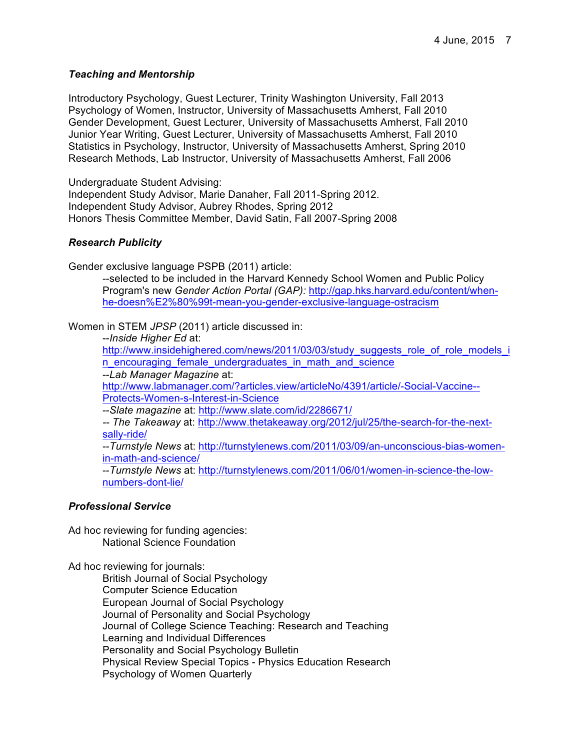### *Teaching and Mentorship*

Introductory Psychology, Guest Lecturer, Trinity Washington University, Fall 2013
Psychology of Women, Instructor, University of Massachusetts Amherst, Fall 2010
Gender Development, Guest Lecturer, University of Massachusetts Amherst, Fall 2010
Junior Year Writing, Guest Lecturer, University of Massachusetts Amherst, Fall 2010
Statistics in Psychology, Instructor, University of Massachusetts Amherst, Spring 2010
Research Methods, Lab Instructor, University of Massachusetts Amherst, Fall 2006

Undergraduate Student Advising:
Independent Study Advisor, Marie Danaher, Fall 2011-Spring 2012.
Independent Study Advisor, Aubrey Rhodes, Spring 2012
Honors Thesis Committee Member, David Satin, Fall 2007-Spring 2008

### *Research Publicity*

Gender exclusive language PSPB (2011) article:

--selected to be included in the Harvard Kennedy School Women and Public Policy Program's new *Gender Action Portal (GAP):* http://gap.hks.harvard.edu/content/when-he-doesn%E2%80%99t-mean-you-gender-exclusive-language-ostracism

Women in STEM *JPSP* (2011) article discussed in:

--*Inside Higher Ed* at: http://www.insidehighered.com/news/2011/03/03/study_suggests_role_of_role_models_in_encouraging_female_undergraduates_in_math_and_science
--*Lab Manager Magazine* at: http://www.labmanager.com/?articles.view/articleNo/4391/article/-Social-Vaccine--Protects-Women-s-Interest-in-Science
--*Slate magazine* at: http://www.slate.com/id/2286671/
-- *The Takeaway* at: http://www.thetakeaway.org/2012/jul/25/the-search-for-the-next-sally-ride/
--*Turnstyle News* at: http://turnstylenews.com/2011/03/09/an-unconscious-bias-women-in-math-and-science/
--*Turnstyle News* at: http://turnstylenews.com/2011/06/01/women-in-science-the-low-numbers-dont-lie/

### *Professional Service*

Ad hoc reviewing for funding agencies:

National Science Foundation

Ad hoc reviewing for journals:

British Journal of Social Psychology
Computer Science Education
European Journal of Social Psychology
Journal of Personality and Social Psychology
Journal of College Science Teaching: Research and Teaching
Learning and Individual Differences
Personality and Social Psychology Bulletin
Physical Review Special Topics - Physics Education Research
Psychology of Women Quarterly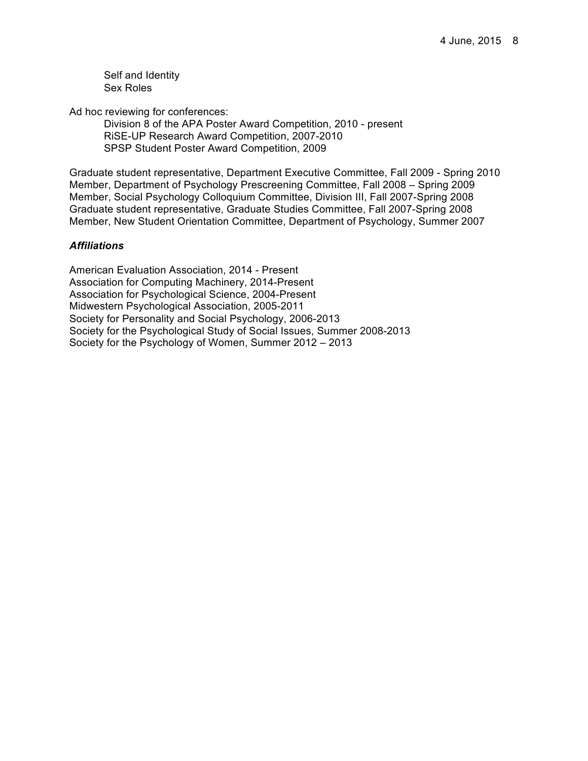Self and Identity
Sex Roles

Ad hoc reviewing for conferences:

Division 8 of the APA Poster Award Competition, 2010 - present
RiSE-UP Research Award Competition, 2007-2010
SPSP Student Poster Award Competition, 2009

Graduate student representative, Department Executive Committee, Fall 2009 - Spring 2010
Member, Department of Psychology Prescreening Committee, Fall 2008 – Spring 2009
Member, Social Psychology Colloquium Committee, Division III, Fall 2007-Spring 2008
Graduate student representative, Graduate Studies Committee, Fall 2007-Spring 2008
Member, New Student Orientation Committee, Department of Psychology, Summer 2007

### *Affiliations*

American Evaluation Association, 2014 - Present
Association for Computing Machinery, 2014-Present
Association for Psychological Science, 2004-Present
Midwestern Psychological Association, 2005-2011
Society for Personality and Social Psychology, 2006-2013
Society for the Psychological Study of Social Issues, Summer 2008-2013
Society for the Psychology of Women, Summer 2012 – 2013